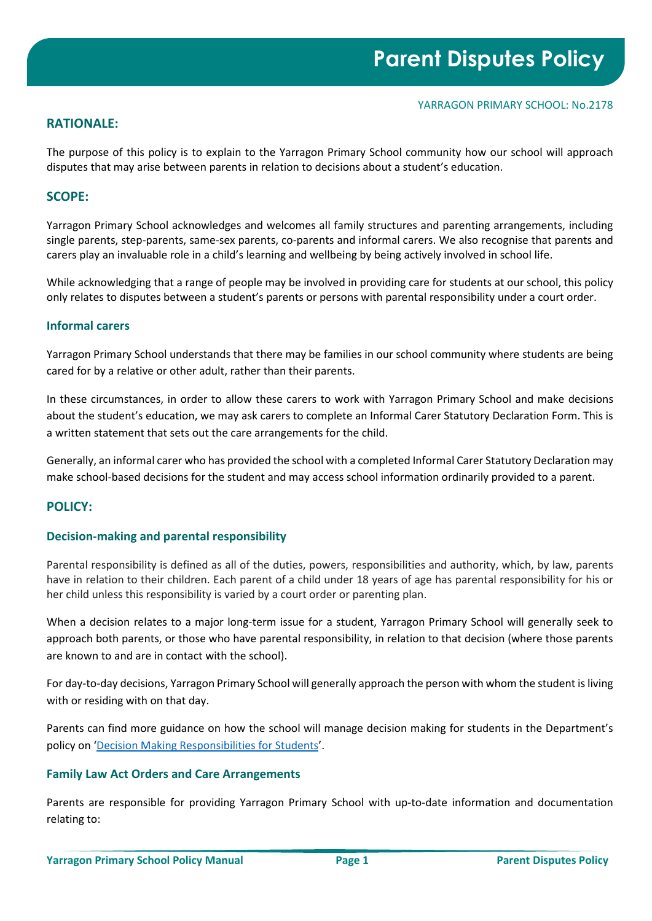# Parent Disputes Policy

YARRAGON PRIMARY SCHOOL: No.2178

## RATIONALE:

The purpose of this policy is to explain to the Yarragon Primary School community how our school will approach disputes that may arise between parents in relation to decisions about a student's education.

## SCOPE:

Yarragon Primary School acknowledges and welcomes all family structures and parenting arrangements, including single parents, step-parents, same-sex parents, co-parents and informal carers. We also recognise that parents and carers play an invaluable role in a child's learning and wellbeing by being actively involved in school life.

While acknowledging that a range of people may be involved in providing care for students at our school, this policy only relates to disputes between a student's parents or persons with parental responsibility under a court order.

### Informal carers

Yarragon Primary School understands that there may be families in our school community where students are being cared for by a relative or other adult, rather than their parents.

In these circumstances, in order to allow these carers to work with Yarragon Primary School and make decisions about the student's education, we may ask carers to complete an Informal Carer Statutory Declaration Form. This is a written statement that sets out the care arrangements for the child.

Generally, an informal carer who has provided the school with a completed Informal Carer Statutory Declaration may make school-based decisions for the student and may access school information ordinarily provided to a parent.

## POLICY:

### Decision-making and parental responsibility

Parental responsibility is defined as all of the duties, powers, responsibilities and authority, which, by law, parents have in relation to their children. Each parent of a child under 18 years of age has parental responsibility for his or her child unless this responsibility is varied by a court order or parenting plan.

When a decision relates to a major long-term issue for a student, Yarragon Primary School will generally seek to approach both parents, or those who have parental responsibility, in relation to that decision (where those parents are known to and are in contact with the school).

For day-to-day decisions, Yarragon Primary School will generally approach the person with whom the student is living with or residing with on that day.

Parents can find more guidance on how the school will manage decision making for students in the Department's policy on '[Decision Making Responsibilities for Students](Decision Making Responsibilities for Students)'.

### Family Law Act Orders and Care Arrangements

Parents are responsible for providing Yarragon Primary School with up-to-date information and documentation relating to: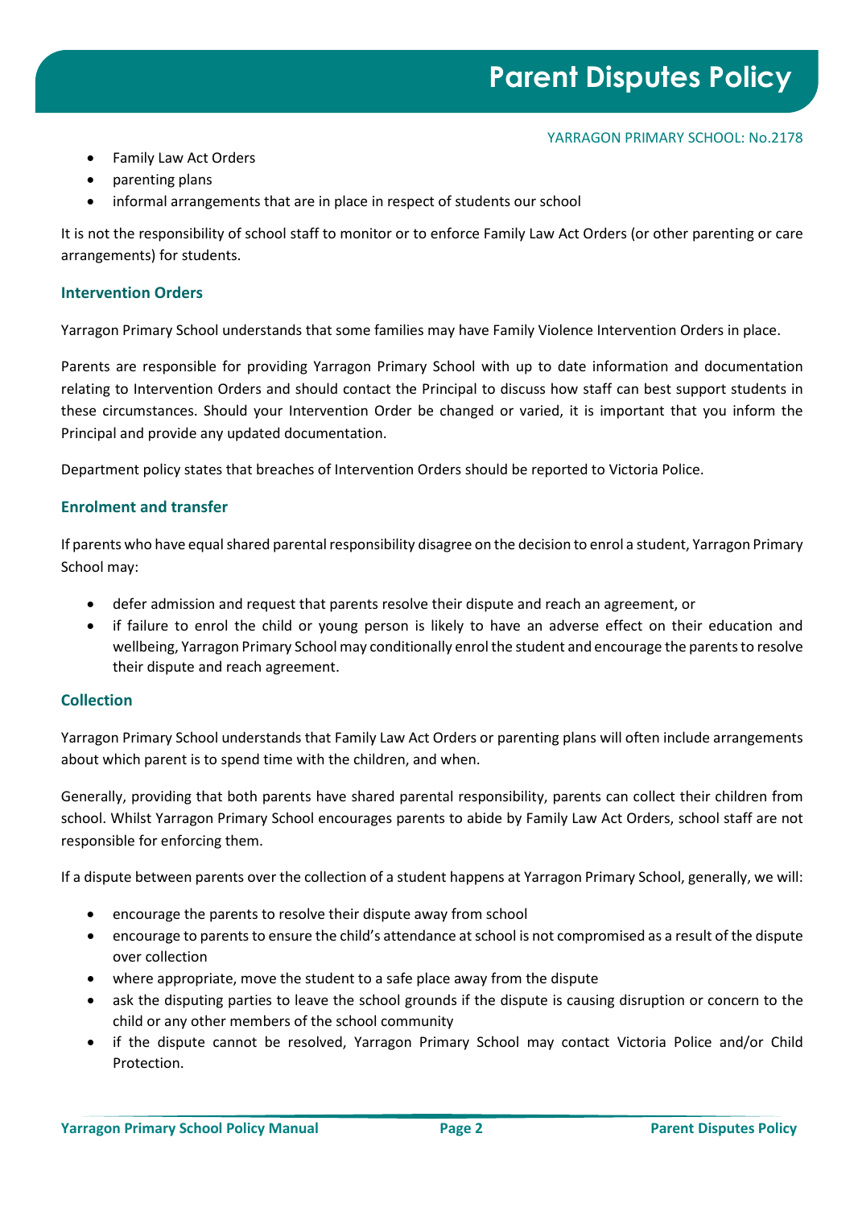- Family Law Act Orders
- parenting plans
- informal arrangements that are in place in respect of students our school

It is not the responsibility of school staff to monitor or to enforce Family Law Act Orders (or other parenting or care arrangements) for students.

### Intervention Orders

Yarragon Primary School understands that some families may have Family Violence Intervention Orders in place.

Parents are responsible for providing Yarragon Primary School with up to date information and documentation relating to Intervention Orders and should contact the Principal to discuss how staff can best support students in these circumstances. Should your Intervention Order be changed or varied, it is important that you inform the Principal and provide any updated documentation.

Department policy states that breaches of Intervention Orders should be reported to Victoria Police.

### Enrolment and transfer

If parents who have equal shared parental responsibility disagree on the decision to enrol a student, Yarragon Primary School may:

- defer admission and request that parents resolve their dispute and reach an agreement, or
- if failure to enrol the child or young person is likely to have an adverse effect on their education and wellbeing, Yarragon Primary School may conditionally enrol the student and encourage the parents to resolve their dispute and reach agreement.

### Collection

Yarragon Primary School understands that Family Law Act Orders or parenting plans will often include arrangements about which parent is to spend time with the children, and when.

Generally, providing that both parents have shared parental responsibility, parents can collect their children from school. Whilst Yarragon Primary School encourages parents to abide by Family Law Act Orders, school staff are not responsible for enforcing them.

If a dispute between parents over the collection of a student happens at Yarragon Primary School, generally, we will:

- encourage the parents to resolve their dispute away from school
- encourage to parents to ensure the child's attendance at school is not compromised as a result of the dispute over collection
- where appropriate, move the student to a safe place away from the dispute
- ask the disputing parties to leave the school grounds if the dispute is causing disruption or concern to the child or any other members of the school community
- if the dispute cannot be resolved, Yarragon Primary School may contact Victoria Police and/or Child Protection.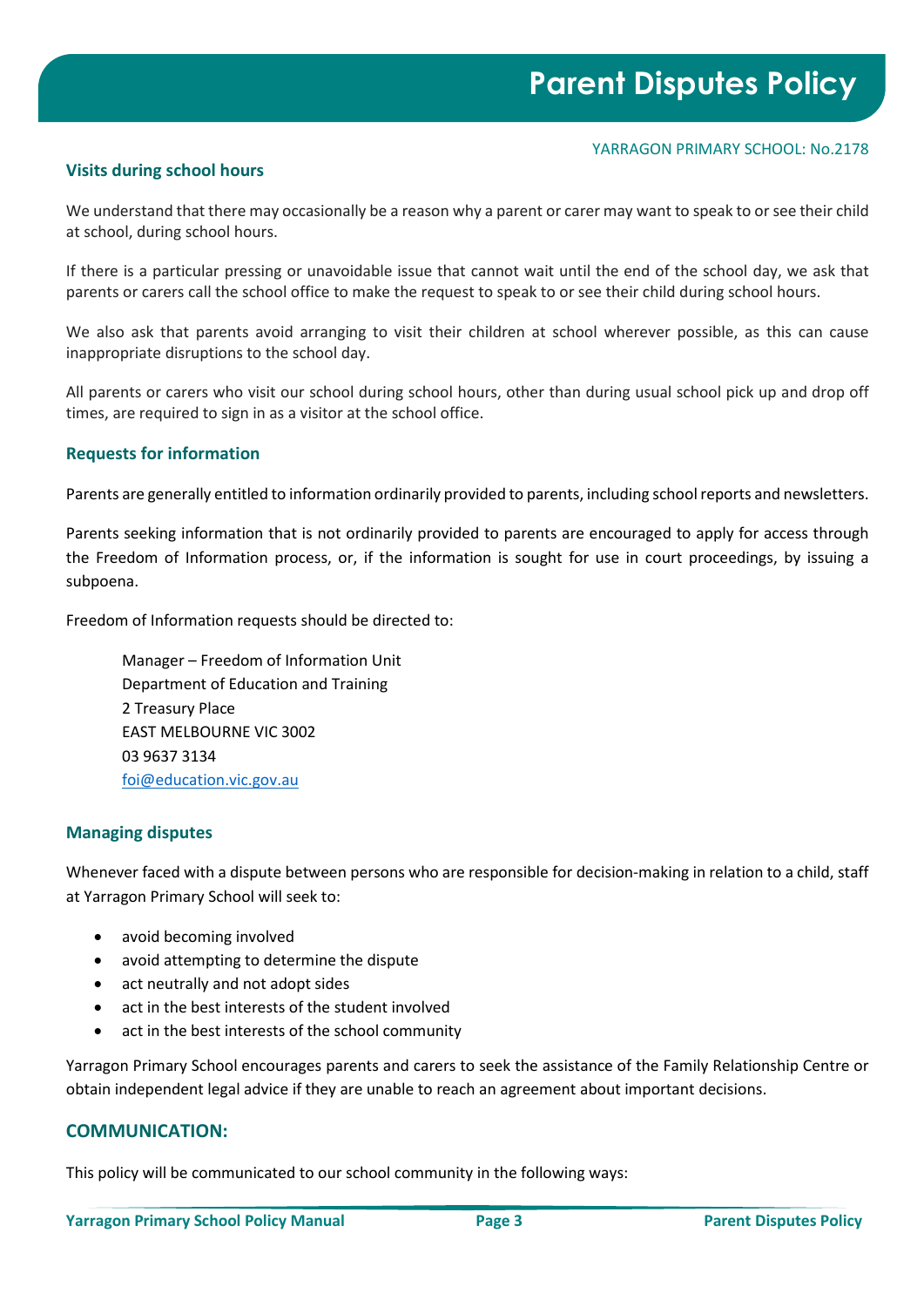### Visits during school hours

We understand that there may occasionally be a reason why a parent or carer may want to speak to or see their child at school, during school hours.

If there is a particular pressing or unavoidable issue that cannot wait until the end of the school day, we ask that parents or carers call the school office to make the request to speak to or see their child during school hours.

We also ask that parents avoid arranging to visit their children at school wherever possible, as this can cause inappropriate disruptions to the school day.

All parents or carers who visit our school during school hours, other than during usual school pick up and drop off times, are required to sign in as a visitor at the school office.

### Requests for information

Parents are generally entitled to information ordinarily provided to parents, including school reports and newsletters.

Parents seeking information that is not ordinarily provided to parents are encouraged to apply for access through the Freedom of Information process, or, if the information is sought for use in court proceedings, by issuing a subpoena.

Freedom of Information requests should be directed to:

> Manager – Freedom of Information Unit
> Department of Education and Training
> 2 Treasury Place
> EAST MELBOURNE VIC 3002
> 03 9637 3134
> foi@education.vic.gov.au

### Managing disputes

Whenever faced with a dispute between persons who are responsible for decision-making in relation to a child, staff at Yarragon Primary School will seek to:

- avoid becoming involved
- avoid attempting to determine the dispute
- act neutrally and not adopt sides
- act in the best interests of the student involved
- act in the best interests of the school community

Yarragon Primary School encourages parents and carers to seek the assistance of the Family Relationship Centre or obtain independent legal advice if they are unable to reach an agreement about important decisions.

## COMMUNICATION:

This policy will be communicated to our school community in the following ways: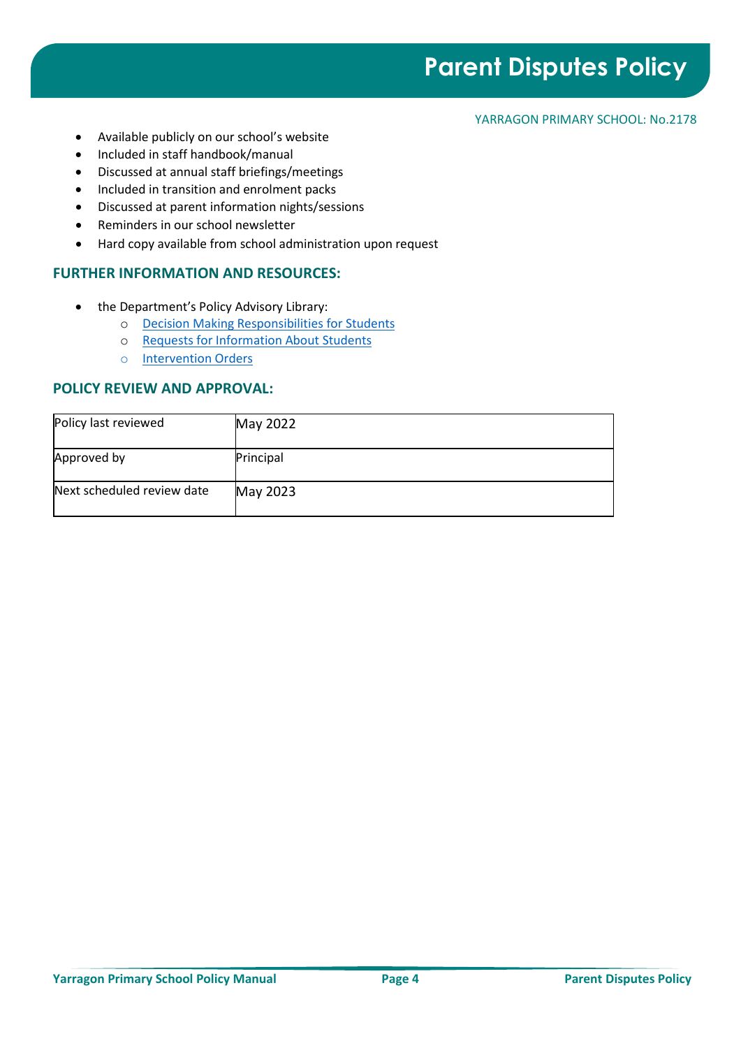- Available publicly on our school's website
- Included in staff handbook/manual
- Discussed at annual staff briefings/meetings
- Included in transition and enrolment packs
- Discussed at parent information nights/sessions
- Reminders in our school newsletter
- Hard copy available from school administration upon request

## FURTHER INFORMATION AND RESOURCES:

- the Department's Policy Advisory Library:
  - Decision Making Responsibilities for Students
  - Requests for Information About Students
  - Intervention Orders

## POLICY REVIEW AND APPROVAL:

| | |
|---|---|
| Policy last reviewed | May 2022 |
| Approved by | Principal |
| Next scheduled review date | May 2023 |